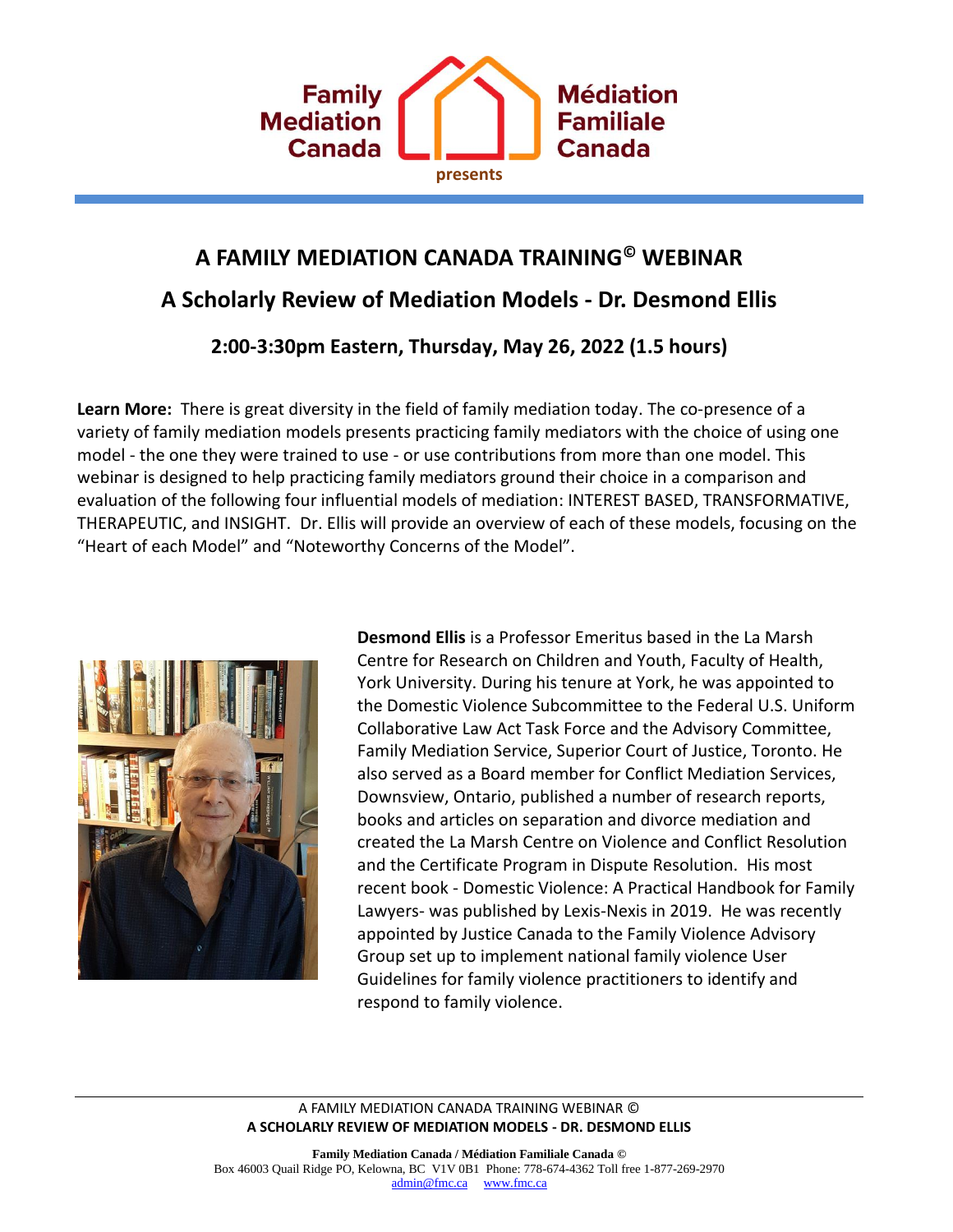Family Mediation Canada — Médiation Familiale Canada

presents

# A FAMILY MEDIATION CANADA TRAINING© WEBINAR

## A Scholarly Review of Mediation Models - Dr. Desmond Ellis

### 2:00-3:30pm Eastern, Thursday, May 26, 2022 (1.5 hours)

**Learn More:** There is great diversity in the field of family mediation today. The co-presence of a variety of family mediation models presents practicing family mediators with the choice of using one model - the one they were trained to use - or use contributions from more than one model. This webinar is designed to help practicing family mediators ground their choice in a comparison and evaluation of the following four influential models of mediation: INTEREST BASED, TRANSFORMATIVE, THERAPEUTIC, and INSIGHT. Dr. Ellis will provide an overview of each of these models, focusing on the "Heart of each Model" and "Noteworthy Concerns of the Model".

**Desmond Ellis** is a Professor Emeritus based in the La Marsh Centre for Research on Children and Youth, Faculty of Health, York University. During his tenure at York, he was appointed to the Domestic Violence Subcommittee to the Federal U.S. Uniform Collaborative Law Act Task Force and the Advisory Committee, Family Mediation Service, Superior Court of Justice, Toronto. He also served as a Board member for Conflict Mediation Services, Downsview, Ontario, published a number of research reports, books and articles on separation and divorce mediation and created the La Marsh Centre on Violence and Conflict Resolution and the Certificate Program in Dispute Resolution. His most recent book - Domestic Violence: A Practical Handbook for Family Lawyers- was published by Lexis-Nexis in 2019. He was recently appointed by Justice Canada to the Family Violence Advisory Group set up to implement national family violence User Guidelines for family violence practitioners to identify and respond to family violence.

A FAMILY MEDIATION CANADA TRAINING WEBINAR ©
**A SCHOLARLY REVIEW OF MEDIATION MODELS - DR. DESMOND ELLIS**

**Family Mediation Canada / Médiation Familiale Canada ©**
Box 46003 Quail Ridge PO, Kelowna, BC V1V 0B1 Phone: 778-674-4362 Toll free 1-877-269-2970
admin@fmc.ca www.fmc.ca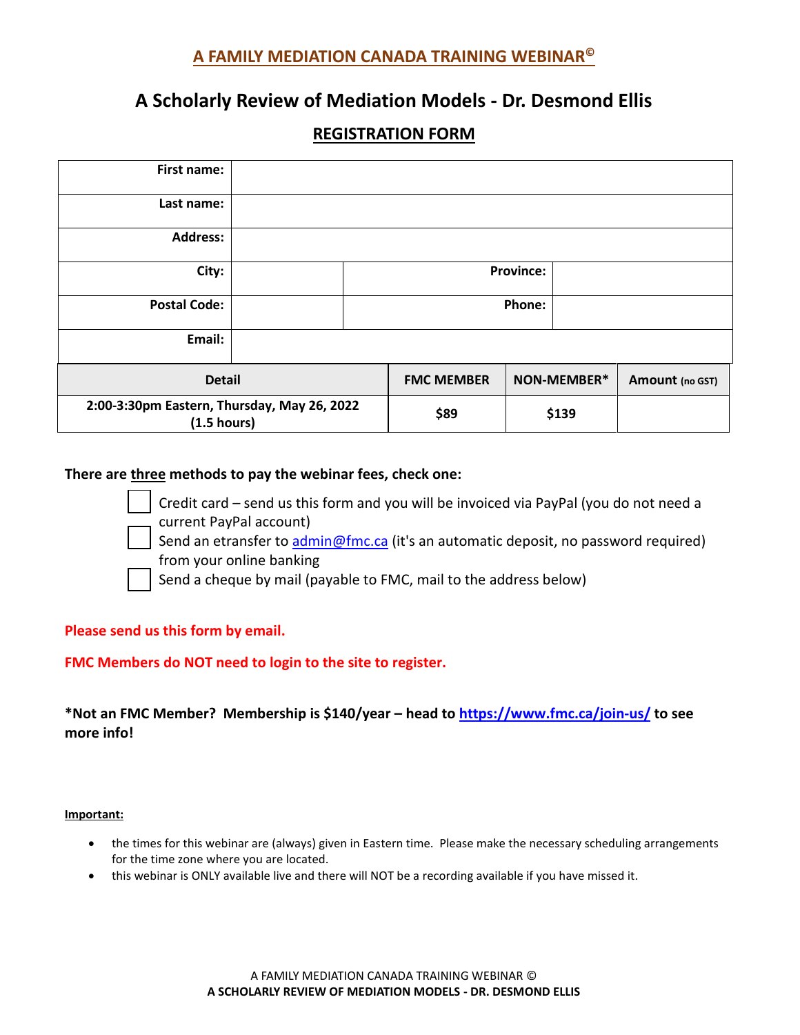**A FAMILY MEDIATION CANADA TRAINING WEBINAR©**

# A Scholarly Review of Mediation Models - Dr. Desmond Ellis

## REGISTRATION FORM

| | | | |
|---|---|---|---|
| **First name:** | | | |
| **Last name:** | | | |
| **Address:** | | | |
| **City:** | | **Province:** | |
| **Postal Code:** | | **Phone:** | |
| **Email:** | | | |

| Detail | FMC MEMBER | NON-MEMBER* | Amount (no GST) |
|---|---|---|---|
| 2:00-3:30pm Eastern, Thursday, May 26, 2022 (1.5 hours) | $89 | $139 | |

**There are three methods to pay the webinar fees, check one:**

- ☐ Credit card – send us this form and you will be invoiced via PayPal (you do not need a current PayPal account)
- ☐ Send an etransfer to admin@fmc.ca (it's an automatic deposit, no password required) from your online banking
- ☐ Send a cheque by mail (payable to FMC, mail to the address below)

**Please send us this form by email.**

**FMC Members do NOT need to login to the site to register.**

**\*Not an FMC Member? Membership is $140/year – head to https://www.fmc.ca/join-us/ to see more info!**

**Important:**

- the times for this webinar are (always) given in Eastern time. Please make the necessary scheduling arrangements for the time zone where you are located.
- this webinar is ONLY available live and there will NOT be a recording available if you have missed it.